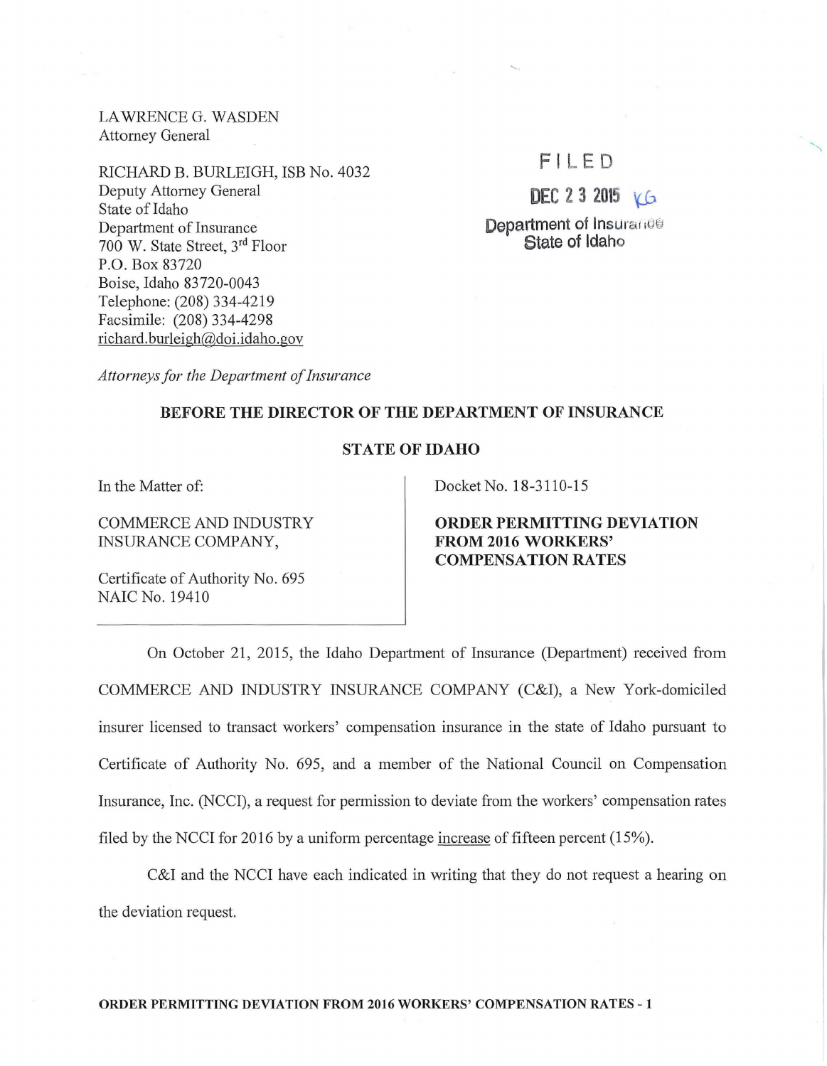LAWRENCE G. WASDEN
Attorney General

RICHARD B. BURLEIGH, ISB No. 4032
Deputy Attorney General
State of Idaho
Department of Insurance
700 W. State Street, 3rd Floor
P.O. Box 83720
Boise, Idaho 83720-0043
Telephone: (208) 334-4219
Facsimile: (208) 334-4298
richard.burleigh@doi.idaho.gov

*Attorneys for the Department of Insurance*

FILED
DEC 23 2015 KG
Department of Insurance
State of Idaho

**BEFORE THE DIRECTOR OF THE DEPARTMENT OF INSURANCE**

**STATE OF IDAHO**

In the Matter of:

COMMERCE AND INDUSTRY INSURANCE COMPANY,

Certificate of Authority No. 695
NAIC No. 19410

Docket No. 18-3110-15

**ORDER PERMITTING DEVIATION FROM 2016 WORKERS' COMPENSATION RATES**

On October 21, 2015, the Idaho Department of Insurance (Department) received from COMMERCE AND INDUSTRY INSURANCE COMPANY (C&I), a New York-domiciled insurer licensed to transact workers' compensation insurance in the state of Idaho pursuant to Certificate of Authority No. 695, and a member of the National Council on Compensation Insurance, Inc. (NCCI), a request for permission to deviate from the workers' compensation rates filed by the NCCI for 2016 by a uniform percentage increase of fifteen percent (15%).

C&I and the NCCI have each indicated in writing that they do not request a hearing on the deviation request.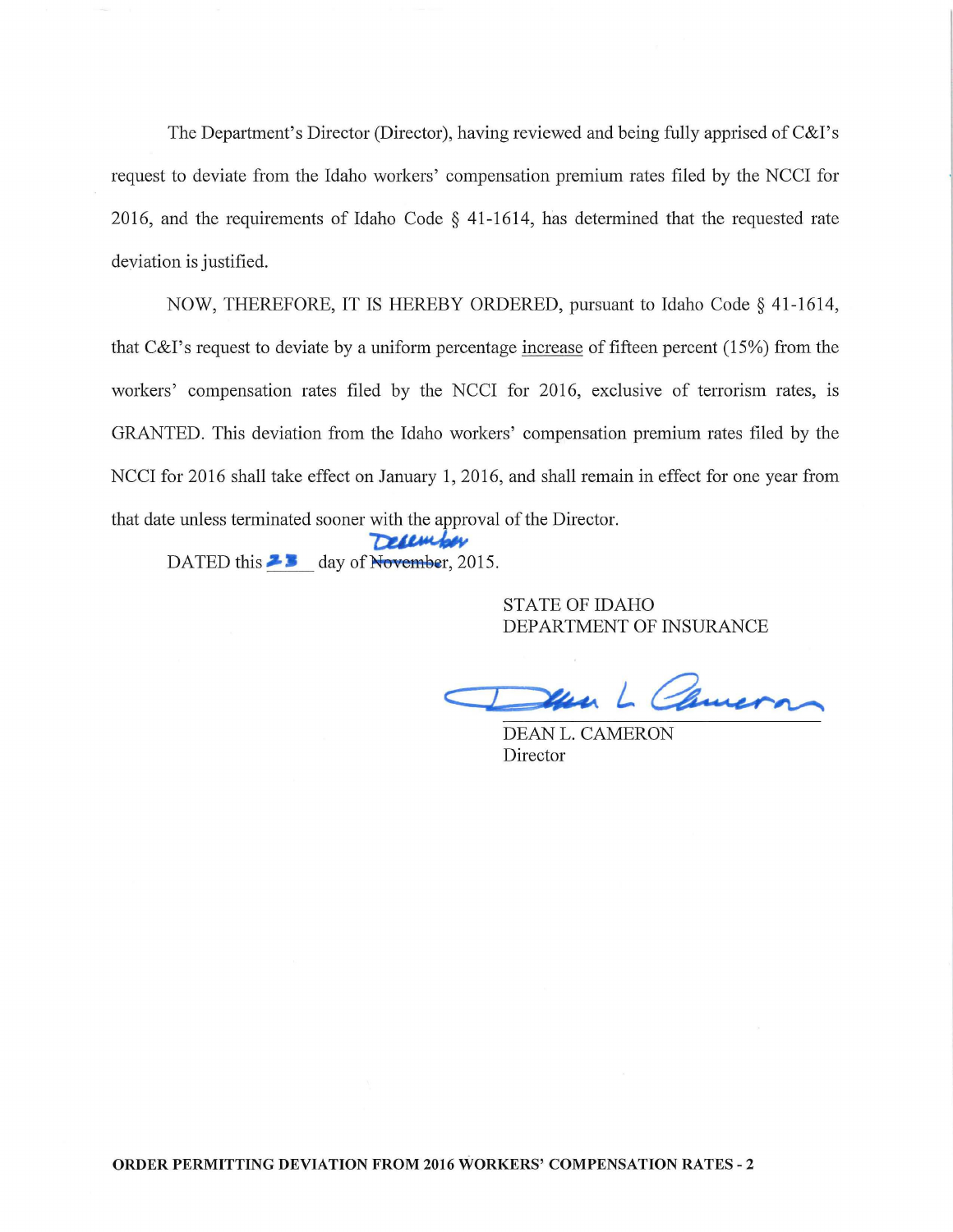The Department's Director (Director), having reviewed and being fully apprised of C&I's request to deviate from the Idaho workers' compensation premium rates filed by the NCCI for 2016, and the requirements of Idaho Code § 41-1614, has determined that the requested rate deviation is justified.

NOW, THEREFORE, IT IS HEREBY ORDERED, pursuant to Idaho Code § 41-1614, that C&I's request to deviate by a uniform percentage <u>increase</u> of fifteen percent (15%) from the workers' compensation rates filed by the NCCI for 2016, exclusive of terrorism rates, is GRANTED. This deviation from the Idaho workers' compensation premium rates filed by the NCCI for 2016 shall take effect on January 1, 2016, and shall remain in effect for one year from that date unless terminated sooner with the approval of the Director.

DATED this 23 day of ~~November~~ December, 2015.

STATE OF IDAHO
DEPARTMENT OF INSURANCE

DEAN L. CAMERON
Director

**ORDER PERMITTING DEVIATION FROM 2016 WORKERS' COMPENSATION RATES - 2**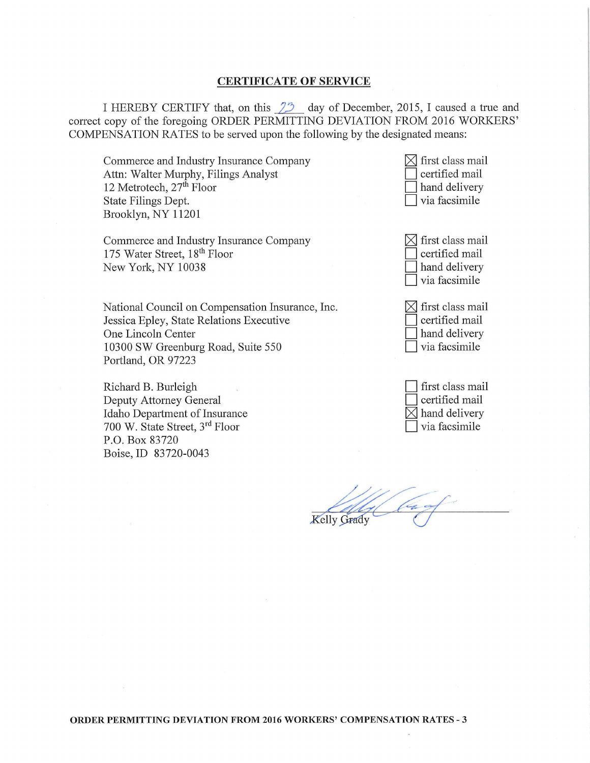## CERTIFICATE OF SERVICE

I HEREBY CERTIFY that, on this 23 day of December, 2015, I caused a true and correct copy of the foregoing ORDER PERMITTING DEVIATION FROM 2016 WORKERS' COMPENSATION RATES to be served upon the following by the designated means:

| | |
|---|---|
| Commerce and Industry Insurance Company<br>Attn: Walter Murphy, Filings Analyst<br>12 Metrotech, 27th Floor<br>State Filings Dept.<br>Brooklyn, NY 11201 | ☒ first class mail<br>☐ certified mail<br>☐ hand delivery<br>☐ via facsimile |
| Commerce and Industry Insurance Company<br>175 Water Street, 18th Floor<br>New York, NY 10038 | ☒ first class mail<br>☐ certified mail<br>☐ hand delivery<br>☐ via facsimile |
| National Council on Compensation Insurance, Inc.<br>Jessica Epley, State Relations Executive<br>One Lincoln Center<br>10300 SW Greenburg Road, Suite 550<br>Portland, OR 97223 | ☒ first class mail<br>☐ certified mail<br>☐ hand delivery<br>☐ via facsimile |
| Richard B. Burleigh<br>Deputy Attorney General<br>Idaho Department of Insurance<br>700 W. State Street, 3rd Floor<br>P.O. Box 83720<br>Boise, ID 83720-0043 | ☐ first class mail<br>☐ certified mail<br>☒ hand delivery<br>☐ via facsimile |

Kelly Grady